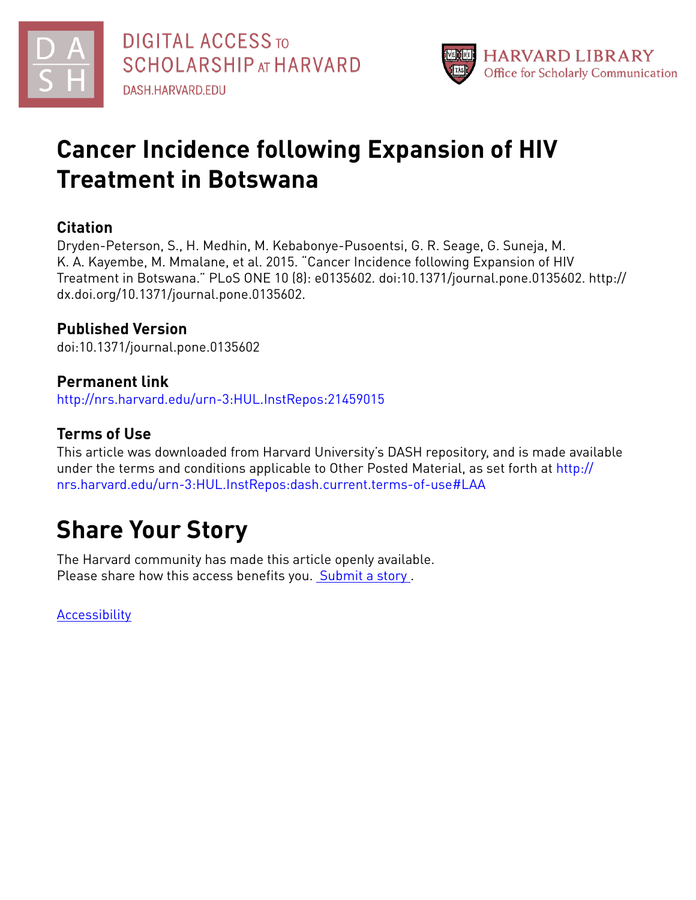DIGITAL ACCESS TO SCHOLARSHIP AT HARVARD
DASH.HARVARD.EDU

HARVARD LIBRARY
Office for Scholarly Communication

# Cancer Incidence following Expansion of HIV Treatment in Botswana

## Citation

Dryden-Peterson, S., H. Medhin, M. Kebabonye-Pusoentsi, G. R. Seage, G. Suneja, M. K. A. Kayembe, M. Mmalane, et al. 2015. "Cancer Incidence following Expansion of HIV Treatment in Botswana." PLoS ONE 10 (8): e0135602. doi:10.1371/journal.pone.0135602. http://dx.doi.org/10.1371/journal.pone.0135602.

## Published Version

doi:10.1371/journal.pone.0135602

## Permanent link

http://nrs.harvard.edu/urn-3:HUL.InstRepos:21459015

## Terms of Use

This article was downloaded from Harvard University's DASH repository, and is made available under the terms and conditions applicable to Other Posted Material, as set forth at http://nrs.harvard.edu/urn-3:HUL.InstRepos:dash.current.terms-of-use#LAA

# Share Your Story

The Harvard community has made this article openly available.
Please share how this access benefits you. Submit a story .

Accessibility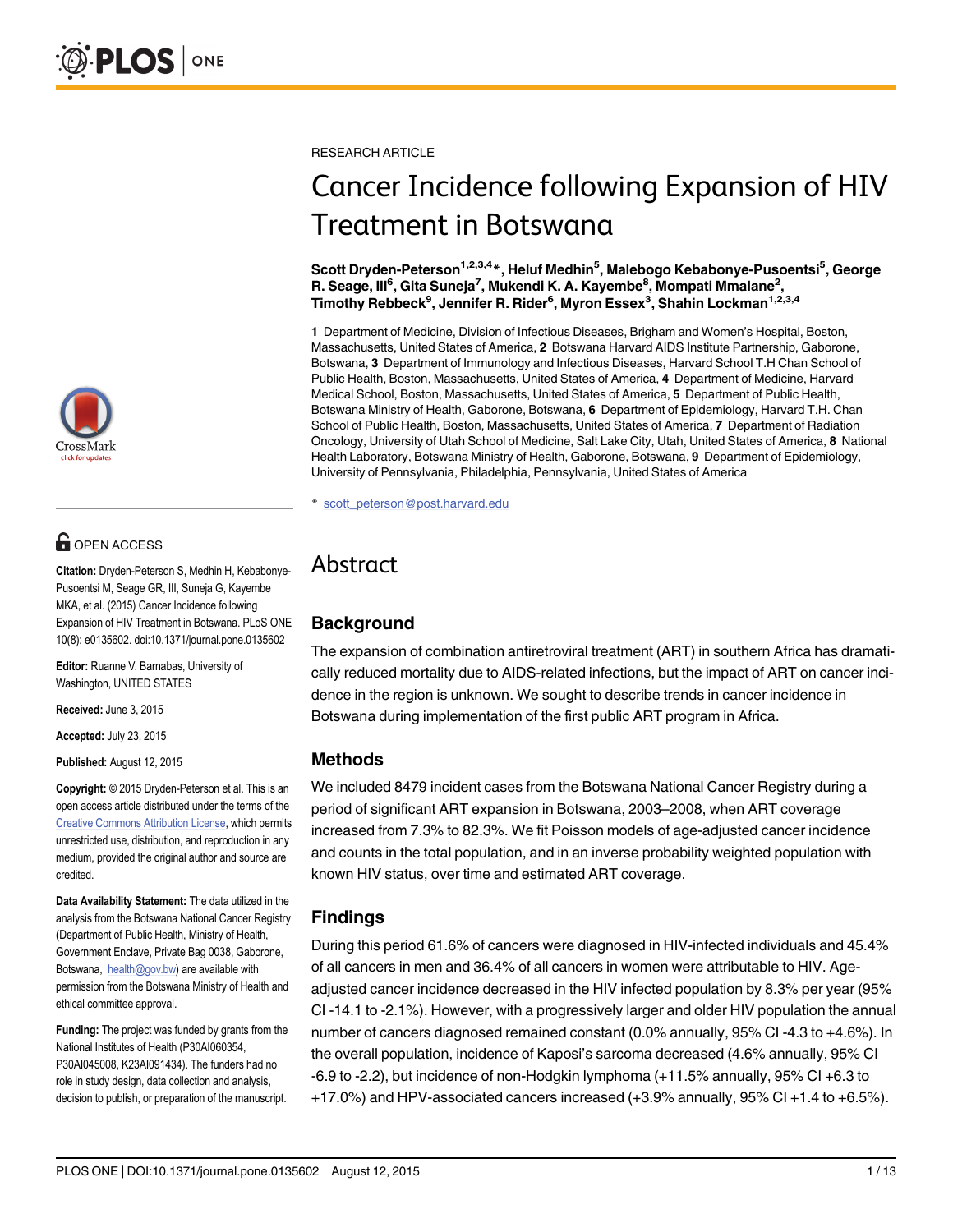RESEARCH ARTICLE

# Cancer Incidence following Expansion of HIV Treatment in Botswana

**Scott Dryden-Peterson[1,2,3,4]*, Heluf Medhin[5], Malebogo Kebabonye-Pusoentsi[5], George R. Seage, III[6], Gita Suneja[7], Mukendi K. A. Kayembe[8], Mompati Mmalane[2], Timothy Rebbeck[9], Jennifer R. Rider[6], Myron Essex[3], Shahin Lockman[1,2,3,4]**

**1** Department of Medicine, Division of Infectious Diseases, Brigham and Women's Hospital, Boston, Massachusetts, United States of America, **2** Botswana Harvard AIDS Institute Partnership, Gaborone, Botswana, **3** Department of Immunology and Infectious Diseases, Harvard School T.H Chan School of Public Health, Boston, Massachusetts, United States of America, **4** Department of Medicine, Harvard Medical School, Boston, Massachusetts, United States of America, **5** Department of Public Health, Botswana Ministry of Health, Gaborone, Botswana, **6** Department of Epidemiology, Harvard T.H. Chan School of Public Health, Boston, Massachusetts, United States of America, **7** Department of Radiation Oncology, University of Utah School of Medicine, Salt Lake City, Utah, United States of America, **8** National Health Laboratory, Botswana Ministry of Health, Gaborone, Botswana, **9** Department of Epidemiology, University of Pennsylvania, Philadelphia, Pennsylvania, United States of America

* scott_peterson@post.harvard.edu

OPEN ACCESS

**Citation:** Dryden-Peterson S, Medhin H, Kebabonye-Pusoentsi M, Seage GR, III, Suneja G, Kayembe MKA, et al. (2015) Cancer Incidence following Expansion of HIV Treatment in Botswana. PLoS ONE 10(8): e0135602. doi:10.1371/journal.pone.0135602

**Editor:** Ruanne V. Barnabas, University of Washington, UNITED STATES

**Received:** June 3, 2015

**Accepted:** July 23, 2015

**Published:** August 12, 2015

**Copyright:** © 2015 Dryden-Peterson et al. This is an open access article distributed under the terms of the Creative Commons Attribution License, which permits unrestricted use, distribution, and reproduction in any medium, provided the original author and source are credited.

**Data Availability Statement:** The data utilized in the analysis from the Botswana National Cancer Registry (Department of Public Health, Ministry of Health, Government Enclave, Private Bag 0038, Gaborone, Botswana, health@gov.bw) are available with permission from the Botswana Ministry of Health and ethical committee approval.

**Funding:** The project was funded by grants from the National Institutes of Health (P30AI060354, P30AI045008, K23AI091434). The funders had no role in study design, data collection and analysis, decision to publish, or preparation of the manuscript.

# Abstract

## Background

The expansion of combination antiretroviral treatment (ART) in southern Africa has dramatically reduced mortality due to AIDS-related infections, but the impact of ART on cancer incidence in the region is unknown. We sought to describe trends in cancer incidence in Botswana during implementation of the first public ART program in Africa.

## Methods

We included 8479 incident cases from the Botswana National Cancer Registry during a period of significant ART expansion in Botswana, 2003–2008, when ART coverage increased from 7.3% to 82.3%. We fit Poisson models of age-adjusted cancer incidence and counts in the total population, and in an inverse probability weighted population with known HIV status, over time and estimated ART coverage.

## Findings

During this period 61.6% of cancers were diagnosed in HIV-infected individuals and 45.4% of all cancers in men and 36.4% of all cancers in women were attributable to HIV. Age-adjusted cancer incidence decreased in the HIV infected population by 8.3% per year (95% CI -14.1 to -2.1%). However, with a progressively larger and older HIV population the annual number of cancers diagnosed remained constant (0.0% annually, 95% CI -4.3 to +4.6%). In the overall population, incidence of Kaposi's sarcoma decreased (4.6% annually, 95% CI -6.9 to -2.2), but incidence of non-Hodgkin lymphoma (+11.5% annually, 95% CI +6.3 to +17.0%) and HPV-associated cancers increased (+3.9% annually, 95% CI +1.4 to +6.5%).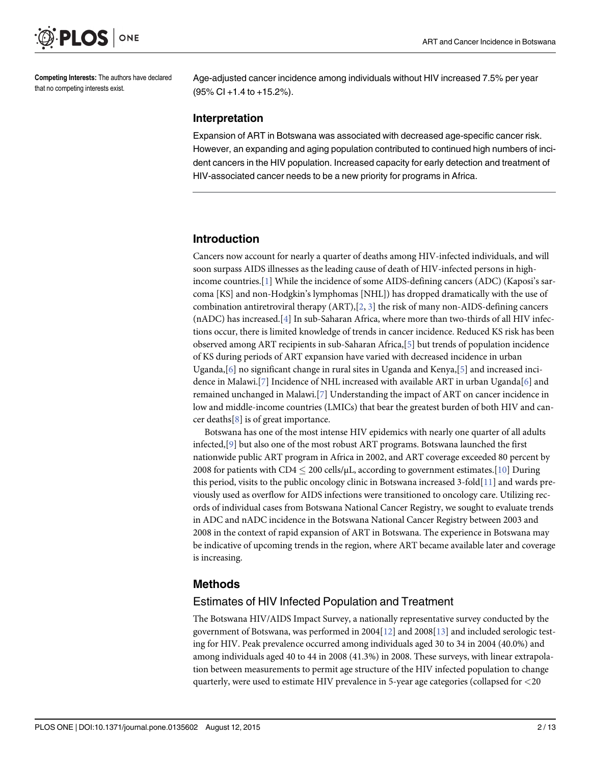Competing Interests: The authors have declared that no competing interests exist.

Age-adjusted cancer incidence among individuals without HIV increased 7.5% per year (95% CI +1.4 to +15.2%).

### Interpretation

Expansion of ART in Botswana was associated with decreased age-specific cancer risk. However, an expanding and aging population contributed to continued high numbers of incident cancers in the HIV population. Increased capacity for early detection and treatment of HIV-associated cancer needs to be a new priority for programs in Africa.

## Introduction

Cancers now account for nearly a quarter of deaths among HIV-infected individuals, and will soon surpass AIDS illnesses as the leading cause of death of HIV-infected persons in high-income countries.[1] While the incidence of some AIDS-defining cancers (ADC) (Kaposi's sarcoma [KS] and non-Hodgkin's lymphomas [NHL]) has dropped dramatically with the use of combination antiretroviral therapy (ART),[2, 3] the risk of many non-AIDS-defining cancers (nADC) has increased.[4] In sub-Saharan Africa, where more than two-thirds of all HIV infections occur, there is limited knowledge of trends in cancer incidence. Reduced KS risk has been observed among ART recipients in sub-Saharan Africa,[5] but trends of population incidence of KS during periods of ART expansion have varied with decreased incidence in urban Uganda,[6] no significant change in rural sites in Uganda and Kenya,[5] and increased incidence in Malawi.[7] Incidence of NHL increased with available ART in urban Uganda[6] and remained unchanged in Malawi.[7] Understanding the impact of ART on cancer incidence in low and middle-income countries (LMICs) that bear the greatest burden of both HIV and cancer deaths[8] is of great importance.

Botswana has one of the most intense HIV epidemics with nearly one quarter of all adults infected,[9] but also one of the most robust ART programs. Botswana launched the first nationwide public ART program in Africa in 2002, and ART coverage exceeded 80 percent by 2008 for patients with CD4 $\leq$ 200 cells/μL, according to government estimates.[10] During this period, visits to the public oncology clinic in Botswana increased 3-fold[11] and wards previously used as overflow for AIDS infections were transitioned to oncology care. Utilizing records of individual cases from Botswana National Cancer Registry, we sought to evaluate trends in ADC and nADC incidence in the Botswana National Cancer Registry between 2003 and 2008 in the context of rapid expansion of ART in Botswana. The experience in Botswana may be indicative of upcoming trends in the region, where ART became available later and coverage is increasing.

## Methods

### Estimates of HIV Infected Population and Treatment

The Botswana HIV/AIDS Impact Survey, a nationally representative survey conducted by the government of Botswana, was performed in 2004[12] and 2008[13] and included serologic testing for HIV. Peak prevalence occurred among individuals aged 30 to 34 in 2004 (40.0%) and among individuals aged 40 to 44 in 2008 (41.3%) in 2008. These surveys, with linear extrapolation between measurements to permit age structure of the HIV infected population to change quarterly, were used to estimate HIV prevalence in 5-year age categories (collapsed for <20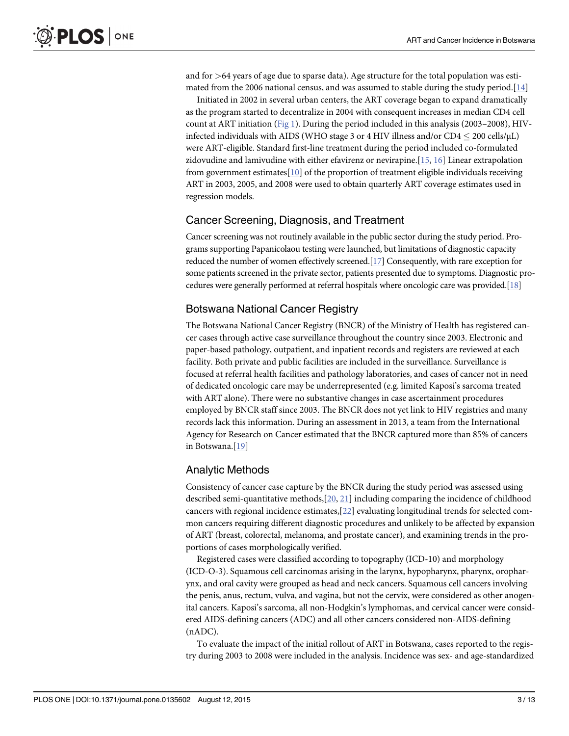and for >64 years of age due to sparse data). Age structure for the total population was estimated from the 2006 national census, and was assumed to stable during the study period.[14]

Initiated in 2002 in several urban centers, the ART coverage began to expand dramatically as the program started to decentralize in 2004 with consequent increases in median CD4 cell count at ART initiation (Fig 1). During the period included in this analysis (2003–2008), HIV-infected individuals with AIDS (WHO stage 3 or 4 HIV illness and/or CD4 ≤ 200 cells/μL) were ART-eligible. Standard first-line treatment during the period included co-formulated zidovudine and lamivudine with either efavirenz or nevirapine.[15, 16] Linear extrapolation from government estimates[10] of the proportion of treatment eligible individuals receiving ART in 2003, 2005, and 2008 were used to obtain quarterly ART coverage estimates used in regression models.

## Cancer Screening, Diagnosis, and Treatment

Cancer screening was not routinely available in the public sector during the study period. Programs supporting Papanicolaou testing were launched, but limitations of diagnostic capacity reduced the number of women effectively screened.[17] Consequently, with rare exception for some patients screened in the private sector, patients presented due to symptoms. Diagnostic procedures were generally performed at referral hospitals where oncologic care was provided.[18]

## Botswana National Cancer Registry

The Botswana National Cancer Registry (BNCR) of the Ministry of Health has registered cancer cases through active case surveillance throughout the country since 2003. Electronic and paper-based pathology, outpatient, and inpatient records and registers are reviewed at each facility. Both private and public facilities are included in the surveillance. Surveillance is focused at referral health facilities and pathology laboratories, and cases of cancer not in need of dedicated oncologic care may be underrepresented (e.g. limited Kaposi's sarcoma treated with ART alone). There were no substantive changes in case ascertainment procedures employed by BNCR staff since 2003. The BNCR does not yet link to HIV registries and many records lack this information. During an assessment in 2013, a team from the International Agency for Research on Cancer estimated that the BNCR captured more than 85% of cancers in Botswana.[19]

## Analytic Methods

Consistency of cancer case capture by the BNCR during the study period was assessed using described semi-quantitative methods,[20, 21] including comparing the incidence of childhood cancers with regional incidence estimates,[22] evaluating longitudinal trends for selected common cancers requiring different diagnostic procedures and unlikely to be affected by expansion of ART (breast, colorectal, melanoma, and prostate cancer), and examining trends in the proportions of cases morphologically verified.

Registered cases were classified according to topography (ICD-10) and morphology (ICD-O-3). Squamous cell carcinomas arising in the larynx, hypopharynx, pharynx, oropharynx, and oral cavity were grouped as head and neck cancers. Squamous cell cancers involving the penis, anus, rectum, vulva, and vagina, but not the cervix, were considered as other anogenital cancers. Kaposi's sarcoma, all non-Hodgkin's lymphomas, and cervical cancer were considered AIDS-defining cancers (ADC) and all other cancers considered non-AIDS-defining (nADC).

To evaluate the impact of the initial rollout of ART in Botswana, cases reported to the registry during 2003 to 2008 were included in the analysis. Incidence was sex- and age-standardized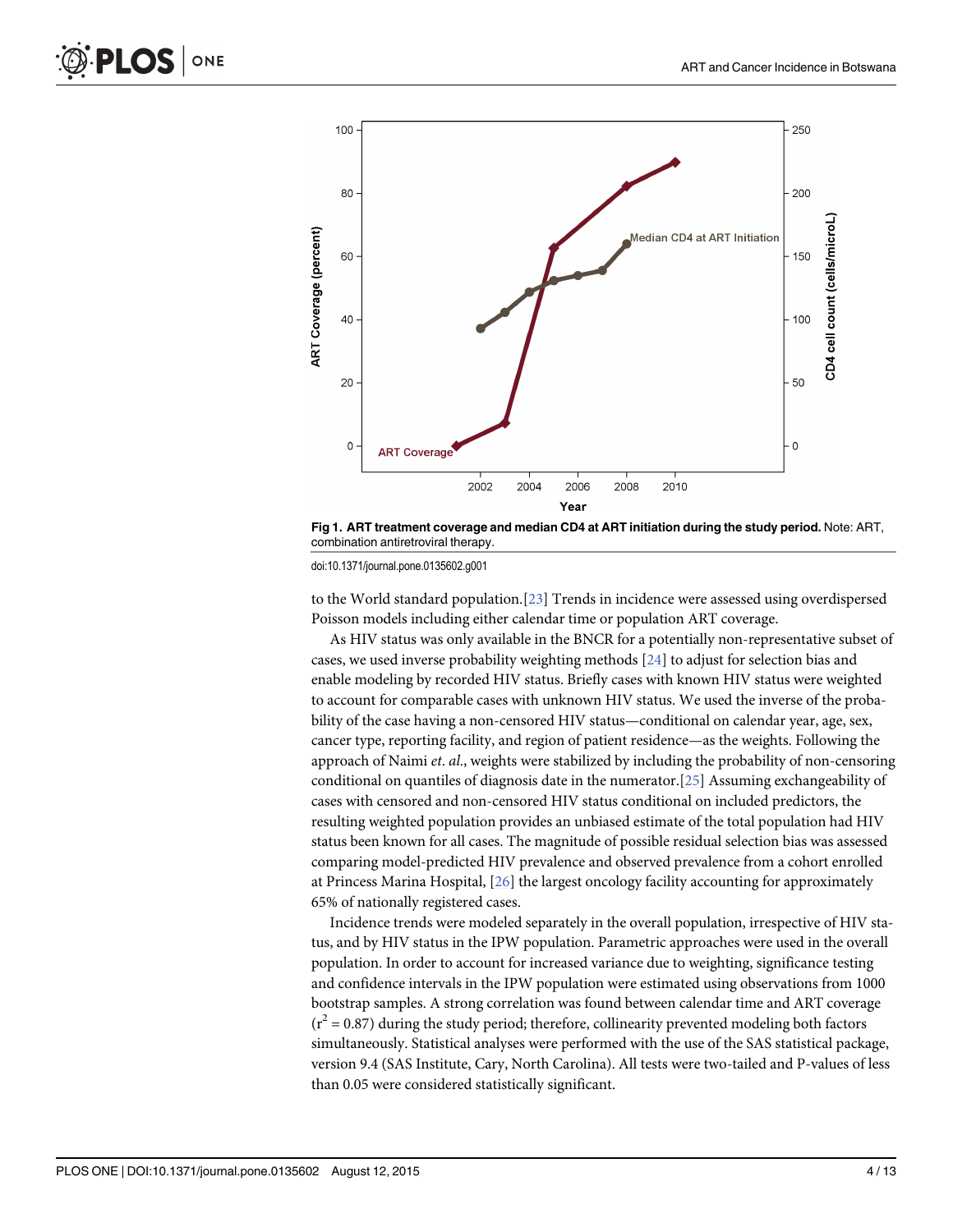Fig 1. ART treatment coverage and median CD4 at ART initiation during the study period. Note: ART, combination antiretroviral therapy.

doi:10.1371/journal.pone.0135602.g001

to the World standard population.[23] Trends in incidence were assessed using overdispersed Poisson models including either calendar time or population ART coverage.

As HIV status was only available in the BNCR for a potentially non-representative subset of cases, we used inverse probability weighting methods [24] to adjust for selection bias and enable modeling by recorded HIV status. Briefly cases with known HIV status were weighted to account for comparable cases with unknown HIV status. We used the inverse of the probability of the case having a non-censored HIV status—conditional on calendar year, age, sex, cancer type, reporting facility, and region of patient residence—as the weights. Following the approach of Naimi *et. al.*, weights were stabilized by including the probability of non-censoring conditional on quantiles of diagnosis date in the numerator.[25] Assuming exchangeability of cases with censored and non-censored HIV status conditional on included predictors, the resulting weighted population provides an unbiased estimate of the total population had HIV status been known for all cases. The magnitude of possible residual selection bias was assessed comparing model-predicted HIV prevalence and observed prevalence from a cohort enrolled at Princess Marina Hospital, [26] the largest oncology facility accounting for approximately 65% of nationally registered cases.

Incidence trends were modeled separately in the overall population, irrespective of HIV status, and by HIV status in the IPW population. Parametric approaches were used in the overall population. In order to account for increased variance due to weighting, significance testing and confidence intervals in the IPW population were estimated using observations from 1000 bootstrap samples. A strong correlation was found between calendar time and ART coverage ($r^2 = 0.87$) during the study period; therefore, collinearity prevented modeling both factors simultaneously. Statistical analyses were performed with the use of the SAS statistical package, version 9.4 (SAS Institute, Cary, North Carolina). All tests were two-tailed and P-values of less than 0.05 were considered statistically significant.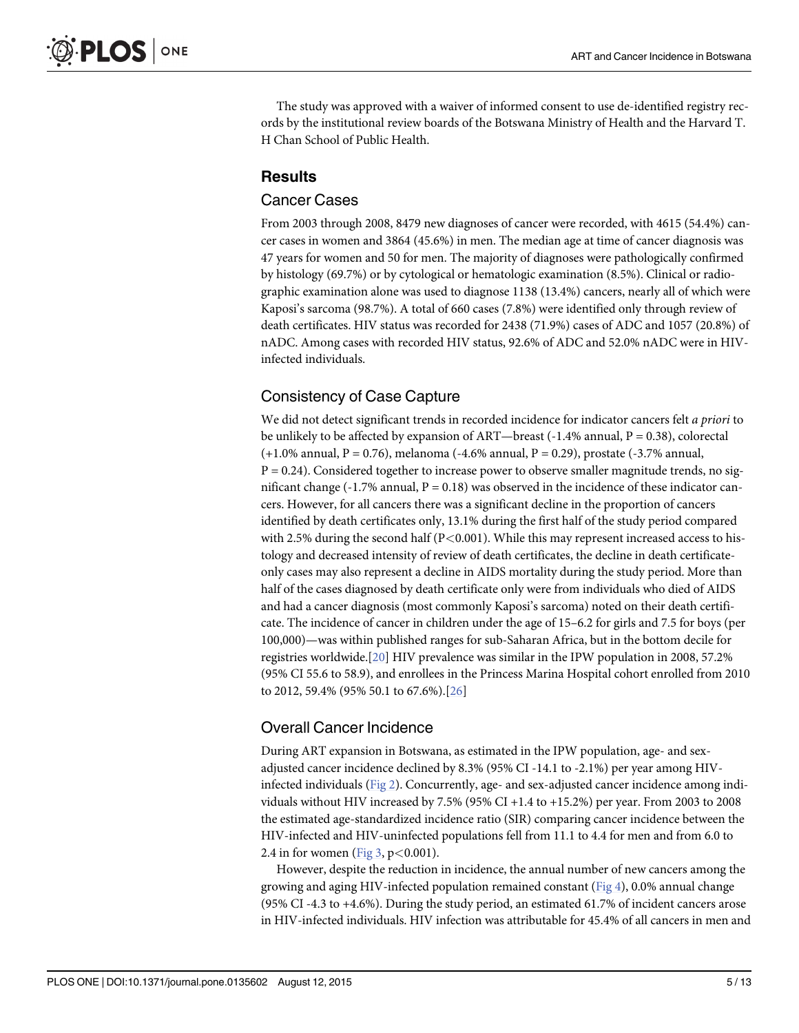The study was approved with a waiver of informed consent to use de-identified registry records by the institutional review boards of the Botswana Ministry of Health and the Harvard T. H Chan School of Public Health.

## Results

### Cancer Cases

From 2003 through 2008, 8479 new diagnoses of cancer were recorded, with 4615 (54.4%) cancer cases in women and 3864 (45.6%) in men. The median age at time of cancer diagnosis was 47 years for women and 50 for men. The majority of diagnoses were pathologically confirmed by histology (69.7%) or by cytological or hematologic examination (8.5%). Clinical or radiographic examination alone was used to diagnose 1138 (13.4%) cancers, nearly all of which were Kaposi's sarcoma (98.7%). A total of 660 cases (7.8%) were identified only through review of death certificates. HIV status was recorded for 2438 (71.9%) cases of ADC and 1057 (20.8%) of nADC. Among cases with recorded HIV status, 92.6% of ADC and 52.0% nADC were in HIV-infected individuals.

### Consistency of Case Capture

We did not detect significant trends in recorded incidence for indicator cancers felt *a priori* to be unlikely to be affected by expansion of ART—breast (-1.4% annual, P = 0.38), colorectal (+1.0% annual, P = 0.76), melanoma (-4.6% annual, P = 0.29), prostate (-3.7% annual, P = 0.24). Considered together to increase power to observe smaller magnitude trends, no significant change (-1.7% annual, P = 0.18) was observed in the incidence of these indicator cancers. However, for all cancers there was a significant decline in the proportion of cancers identified by death certificates only, 13.1% during the first half of the study period compared with 2.5% during the second half ($P<0.001$). While this may represent increased access to histology and decreased intensity of review of death certificates, the decline in death certificate-only cases may also represent a decline in AIDS mortality during the study period. More than half of the cases diagnosed by death certificate only were from individuals who died of AIDS and had a cancer diagnosis (most commonly Kaposi's sarcoma) noted on their death certificate. The incidence of cancer in children under the age of 15–6.2 for girls and 7.5 for boys (per 100,000)—was within published ranges for sub-Saharan Africa, but in the bottom decile for registries worldwide.[20] HIV prevalence was similar in the IPW population in 2008, 57.2% (95% CI 55.6 to 58.9), and enrollees in the Princess Marina Hospital cohort enrolled from 2010 to 2012, 59.4% (95% 50.1 to 67.6%).[26]

### Overall Cancer Incidence

During ART expansion in Botswana, as estimated in the IPW population, age- and sex-adjusted cancer incidence declined by 8.3% (95% CI -14.1 to -2.1%) per year among HIV-infected individuals (Fig 2). Concurrently, age- and sex-adjusted cancer incidence among individuals without HIV increased by 7.5% (95% CI +1.4 to +15.2%) per year. From 2003 to 2008 the estimated age-standardized incidence ratio (SIR) comparing cancer incidence between the HIV-infected and HIV-uninfected populations fell from 11.1 to 4.4 for men and from 6.0 to 2.4 in for women (Fig 3, $p<0.001$).

However, despite the reduction in incidence, the annual number of new cancers among the growing and aging HIV-infected population remained constant (Fig 4), 0.0% annual change (95% CI -4.3 to +4.6%). During the study period, an estimated 61.7% of incident cancers arose in HIV-infected individuals. HIV infection was attributable for 45.4% of all cancers in men and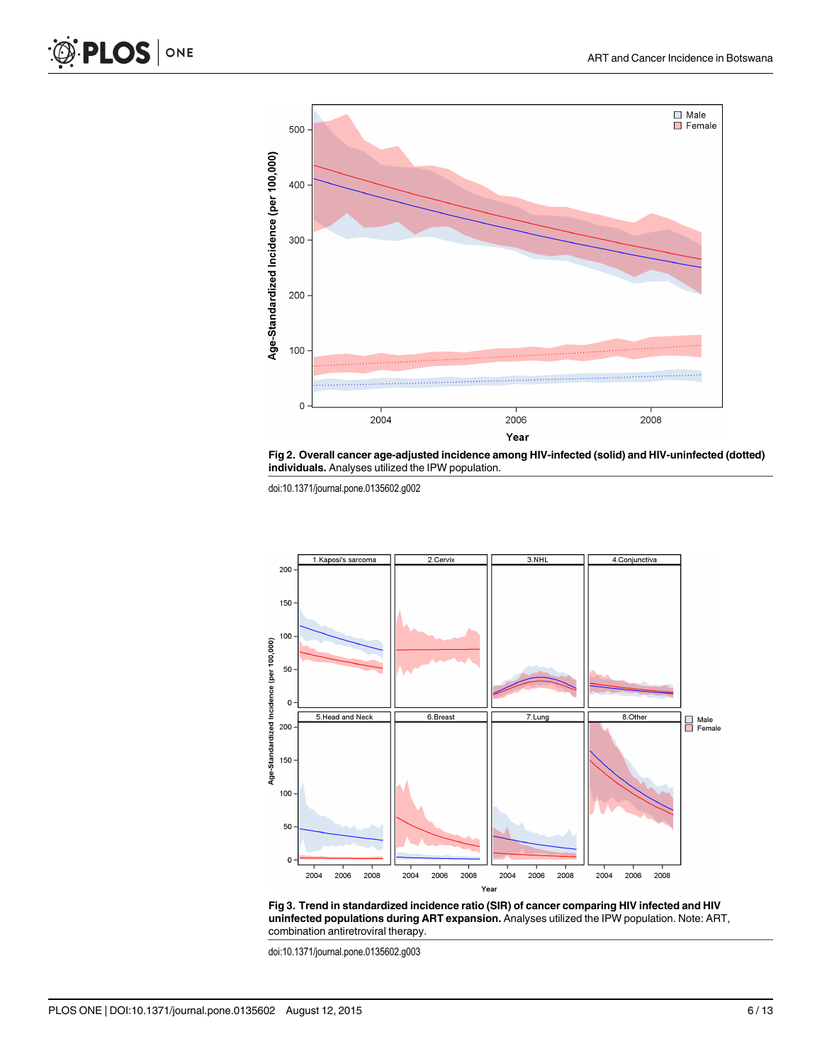**Fig 2. Overall cancer age-adjusted incidence among HIV-infected (solid) and HIV-uninfected (dotted) individuals.** Analyses utilized the IPW population.

doi:10.1371/journal.pone.0135602.g002

**Fig 3. Trend in standardized incidence ratio (SIR) of cancer comparing HIV infected and HIV uninfected populations during ART expansion.** Analyses utilized the IPW population. Note: ART, combination antiretroviral therapy.

doi:10.1371/journal.pone.0135602.g003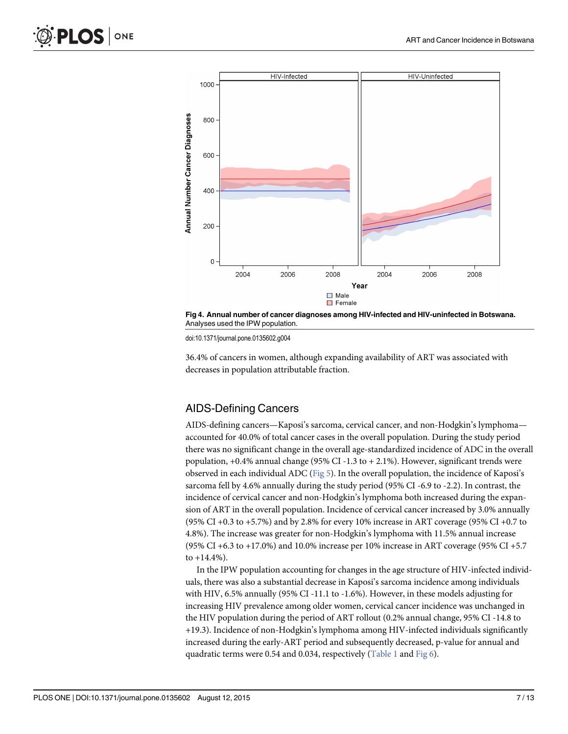Fig 4. Annual number of cancer diagnoses among HIV-infected and HIV-uninfected in Botswana. Analyses used the IPW population.

doi:10.1371/journal.pone.0135602.g004

36.4% of cancers in women, although expanding availability of ART was associated with decreases in population attributable fraction.

## AIDS-Defining Cancers

AIDS-defining cancers—Kaposi's sarcoma, cervical cancer, and non-Hodgkin's lymphoma—accounted for 40.0% of total cancer cases in the overall population. During the study period there was no significant change in the overall age-standardized incidence of ADC in the overall population, +0.4% annual change (95% CI -1.3 to + 2.1%). However, significant trends were observed in each individual ADC (Fig 5). In the overall population, the incidence of Kaposi's sarcoma fell by 4.6% annually during the study period (95% CI -6.9 to -2.2). In contrast, the incidence of cervical cancer and non-Hodgkin's lymphoma both increased during the expansion of ART in the overall population. Incidence of cervical cancer increased by 3.0% annually (95% CI +0.3 to +5.7%) and by 2.8% for every 10% increase in ART coverage (95% CI +0.7 to 4.8%). The increase was greater for non-Hodgkin's lymphoma with 11.5% annual increase (95% CI +6.3 to +17.0%) and 10.0% increase per 10% increase in ART coverage (95% CI +5.7 to +14.4%).

In the IPW population accounting for changes in the age structure of HIV-infected individuals, there was also a substantial decrease in Kaposi's sarcoma incidence among individuals with HIV, 6.5% annually (95% CI -11.1 to -1.6%). However, in these models adjusting for increasing HIV prevalence among older women, cervical cancer incidence was unchanged in the HIV population during the period of ART rollout (0.2% annual change, 95% CI -14.8 to +19.3). Incidence of non-Hodgkin's lymphoma among HIV-infected individuals significantly increased during the early-ART period and subsequently decreased, p-value for annual and quadratic terms were 0.54 and 0.034, respectively (Table 1 and Fig 6).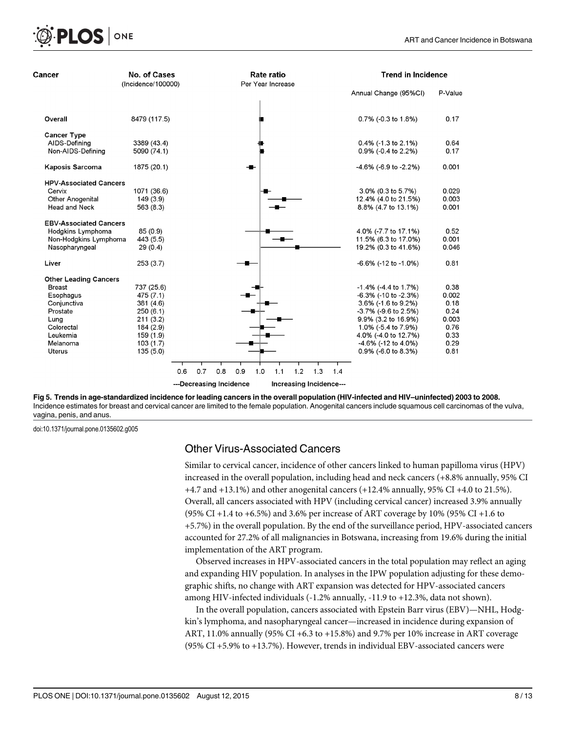| Cancer | No. of Cases (Incidence/100000) | Annual Change (95%CI) | P-Value |
|---|---|---|---|
| Overall | 8479 (117.5) | 0.7% (-0.3 to 1.8%) | 0.17 |
| **Cancer Type** | | | |
| AIDS-Defining | 3389 (43.4) | 0.4% (-1.3 to 2.1%) | 0.64 |
| Non-AIDS-Defining | 5090 (74.1) | 0.9% (-0.4 to 2.2%) | 0.17 |
| Kaposis Sarcoma | 1875 (20.1) | -4.6% (-6.9 to -2.2%) | 0.001 |
| **HPV-Associated Cancers** | | | |
| Cervix | 1071 (36.6) | 3.0% (0.3 to 5.7%) | 0.029 |
| Other Anogenital | 149 (3.9) | 12.4% (4.0 to 21.5%) | 0.003 |
| Head and Neck | 563 (8.3) | 8.8% (4.7 to 13.1%) | 0.001 |
| **EBV-Associated Cancers** | | | |
| Hodgkins Lymphoma | 85 (0.9) | 4.0% (-7.7 to 17.1%) | 0.52 |
| Non-Hodgkins Lymphoma | 443 (5.5) | 11.5% (6.3 to 17.0%) | 0.001 |
| Nasopharyngeal | 29 (0.4) | 19.2% (0.3 to 41.6%) | 0.046 |
| Liver | 253 (3.7) | -6.6% (-12 to -1.0%) | 0.81 |
| **Other Leading Cancers** | | | |
| Breast | 737 (25.6) | -1.4% (-4.4 to 1.7%) | 0.38 |
| Esophagus | 475 (7.1) | -6.3% (-10 to -2.3%) | 0.002 |
| Conjunctiva | 381 (4.6) | 3.6% (-1.6 to 9.2%) | 0.18 |
| Prostate | 250 (6.1) | -3.7% (-9.6 to 2.5%) | 0.24 |
| Lung | 211 (3.2) | 9.9% (3.2 to 16.9%) | 0.003 |
| Colorectal | 184 (2.9) | 1.0% (-5.4 to 7.9%) | 0.76 |
| Leukemia | 159 (1.9) | 4.0% (-4.0 to 12.7%) | 0.33 |
| Melanoma | 103 (1.7) | -4.6% (-12 to 4.0%) | 0.29 |
| Uterus | 135 (5.0) | 0.9% (-6.0 to 8.3%) | 0.81 |

**Fig 5. Trends in age-standardized incidence for leading cancers in the overall population (HIV-infected and HIV–uninfected) 2003 to 2008.** Incidence estimates for breast and cervical cancer are limited to the female population. Anogenital cancers include squamous cell carcinomas of the vulva, vagina, penis, and anus.

doi:10.1371/journal.pone.0135602.g005

## Other Virus-Associated Cancers

Similar to cervical cancer, incidence of other cancers linked to human papilloma virus (HPV) increased in the overall population, including head and neck cancers (+8.8% annually, 95% CI +4.7 and +13.1%) and other anogenital cancers (+12.4% annually, 95% CI +4.0 to 21.5%). Overall, all cancers associated with HPV (including cervical cancer) increased 3.9% annually (95% CI +1.4 to +6.5%) and 3.6% per increase of ART coverage by 10% (95% CI +1.6 to +5.7%) in the overall population. By the end of the surveillance period, HPV-associated cancers accounted for 27.2% of all malignancies in Botswana, increasing from 19.6% during the initial implementation of the ART program.

Observed increases in HPV-associated cancers in the total population may reflect an aging and expanding HIV population. In analyses in the IPW population adjusting for these demographic shifts, no change with ART expansion was detected for HPV-associated cancers among HIV-infected individuals (-1.2% annually, -11.9 to +12.3%, data not shown).

In the overall population, cancers associated with Epstein Barr virus (EBV)—NHL, Hodgkin's lymphoma, and nasopharyngeal cancer—increased in incidence during expansion of ART, 11.0% annually (95% CI +6.3 to +15.8%) and 9.7% per 10% increase in ART coverage (95% CI +5.9% to +13.7%). However, trends in individual EBV-associated cancers were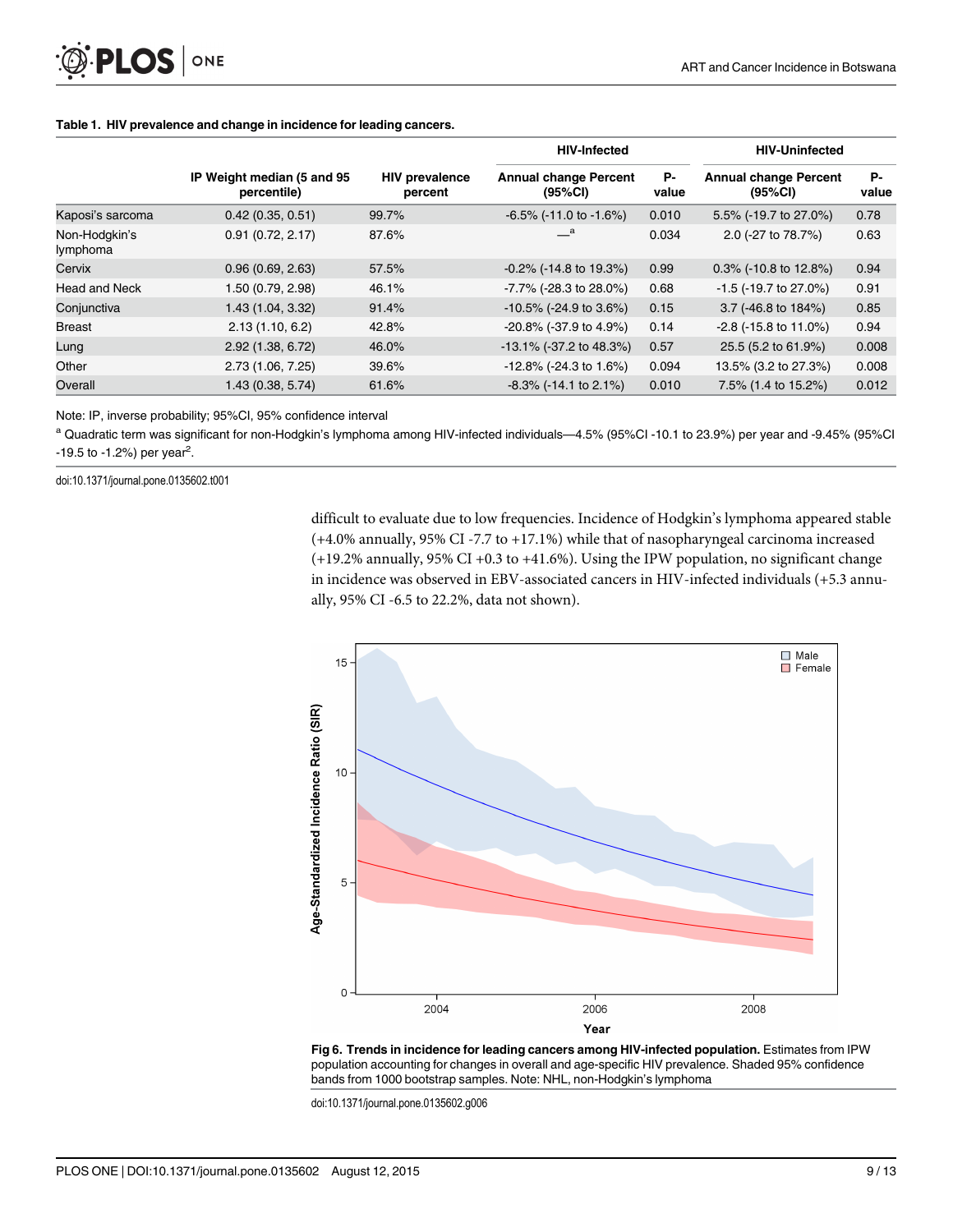**Table 1. HIV prevalence and change in incidence for leading cancers.**

| | IP Weight median (5 and 95 percentile) | HIV prevalence percent | HIV-Infected | | HIV-Uninfected | |
|---|---|---|---|---|---|---|
| | | | Annual change Percent (95%CI) | P-value | Annual change Percent (95%CI) | P-value |
| Kaposi's sarcoma | 0.42 (0.35, 0.51) | 99.7% | -6.5% (-11.0 to -1.6%) | 0.010 | 5.5% (-19.7 to 27.0%) | 0.78 |
| Non-Hodgkin's lymphoma | 0.91 (0.72, 2.17) | 87.6% | —[a] | 0.034 | 2.0 (-27 to 78.7%) | 0.63 |
| Cervix | 0.96 (0.69, 2.63) | 57.5% | -0.2% (-14.8 to 19.3%) | 0.99 | 0.3% (-10.8 to 12.8%) | 0.94 |
| Head and Neck | 1.50 (0.79, 2.98) | 46.1% | -7.7% (-28.3 to 28.0%) | 0.68 | -1.5 (-19.7 to 27.0%) | 0.91 |
| Conjunctiva | 1.43 (1.04, 3.32) | 91.4% | -10.5% (-24.9 to 3.6%) | 0.15 | 3.7 (-46.8 to 184%) | 0.85 |
| Breast | 2.13 (1.10, 6.2) | 42.8% | -20.8% (-37.9 to 4.9%) | 0.14 | -2.8 (-15.8 to 11.0%) | 0.94 |
| Lung | 2.92 (1.38, 6.72) | 46.0% | -13.1% (-37.2 to 48.3%) | 0.57 | 25.5 (5.2 to 61.9%) | 0.008 |
| Other | 2.73 (1.06, 7.25) | 39.6% | -12.8% (-24.3 to 1.6%) | 0.094 | 13.5% (3.2 to 27.3%) | 0.008 |
| Overall | 1.43 (0.38, 5.74) | 61.6% | -8.3% (-14.1 to 2.1%) | 0.010 | 7.5% (1.4 to 15.2%) | 0.012 |

Note: IP, inverse probability; 95%CI, 95% confidence interval

[a] Quadratic term was significant for non-Hodgkin's lymphoma among HIV-infected individuals—4.5% (95%CI -10.1 to 23.9%) per year and -9.45% (95%CI -19.5 to -1.2%) per year$^2$.

doi:10.1371/journal.pone.0135602.t001

difficult to evaluate due to low frequencies. Incidence of Hodgkin's lymphoma appeared stable (+4.0% annually, 95% CI -7.7 to +17.1%) while that of nasopharyngeal carcinoma increased (+19.2% annually, 95% CI +0.3 to +41.6%). Using the IPW population, no significant change in incidence was observed in EBV-associated cancers in HIV-infected individuals (+5.3 annually, 95% CI -6.5 to 22.2%, data not shown).

**Fig 6. Trends in incidence for leading cancers among HIV-infected population.** Estimates from IPW population accounting for changes in overall and age-specific HIV prevalence. Shaded 95% confidence bands from 1000 bootstrap samples. Note: NHL, non-Hodgkin's lymphoma

doi:10.1371/journal.pone.0135602.g006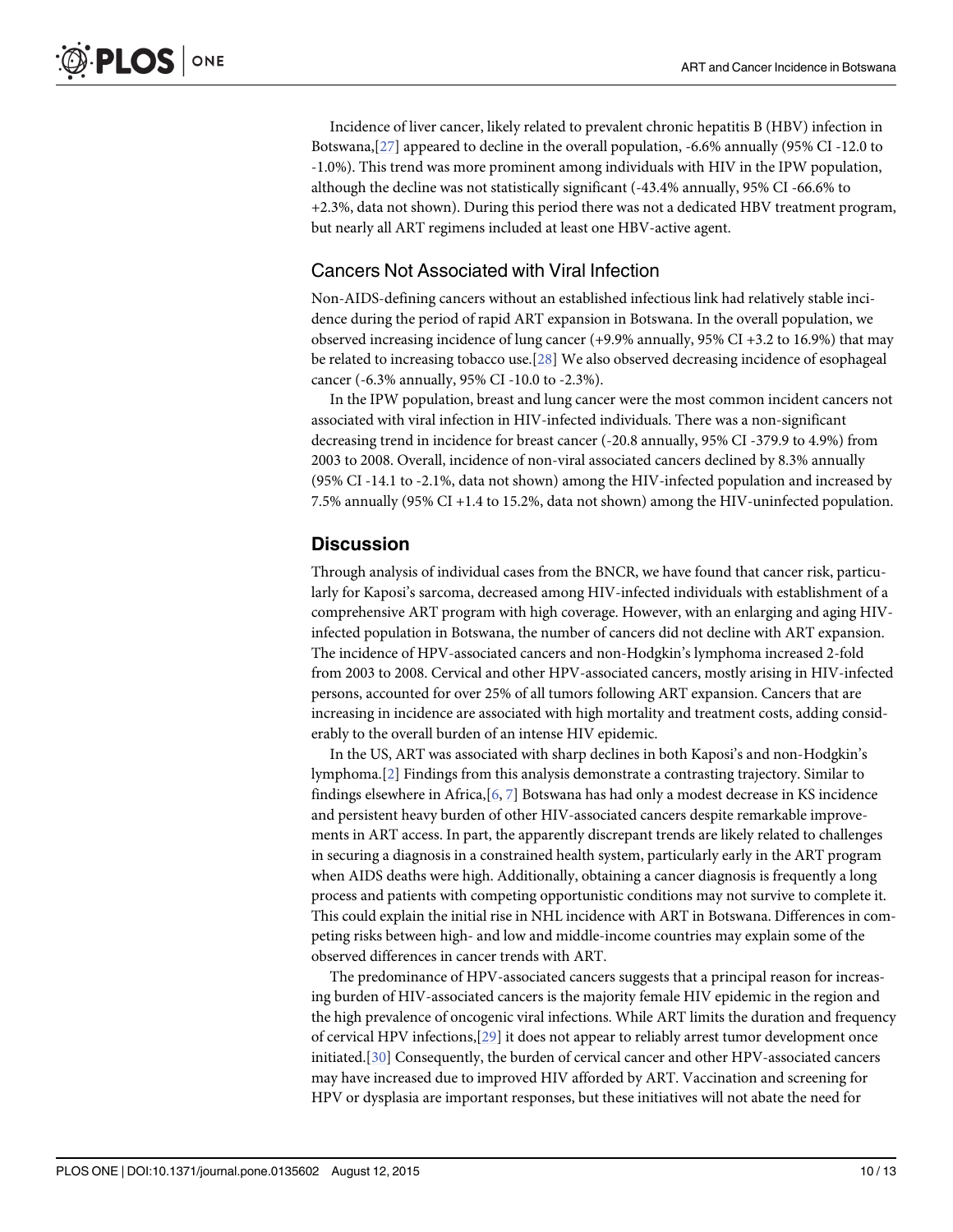Incidence of liver cancer, likely related to prevalent chronic hepatitis B (HBV) infection in Botswana,[27] appeared to decline in the overall population, -6.6% annually (95% CI -12.0 to -1.0%). This trend was more prominent among individuals with HIV in the IPW population, although the decline was not statistically significant (-43.4% annually, 95% CI -66.6% to +2.3%, data not shown). During this period there was not a dedicated HBV treatment program, but nearly all ART regimens included at least one HBV-active agent.

### Cancers Not Associated with Viral Infection

Non-AIDS-defining cancers without an established infectious link had relatively stable incidence during the period of rapid ART expansion in Botswana. In the overall population, we observed increasing incidence of lung cancer (+9.9% annually, 95% CI +3.2 to 16.9%) that may be related to increasing tobacco use.[28] We also observed decreasing incidence of esophageal cancer (-6.3% annually, 95% CI -10.0 to -2.3%).

In the IPW population, breast and lung cancer were the most common incident cancers not associated with viral infection in HIV-infected individuals. There was a non-significant decreasing trend in incidence for breast cancer (-20.8 annually, 95% CI -379.9 to 4.9%) from 2003 to 2008. Overall, incidence of non-viral associated cancers declined by 8.3% annually (95% CI -14.1 to -2.1%, data not shown) among the HIV-infected population and increased by 7.5% annually (95% CI +1.4 to 15.2%, data not shown) among the HIV-uninfected population.

## Discussion

Through analysis of individual cases from the BNCR, we have found that cancer risk, particularly for Kaposi's sarcoma, decreased among HIV-infected individuals with establishment of a comprehensive ART program with high coverage. However, with an enlarging and aging HIV-infected population in Botswana, the number of cancers did not decline with ART expansion. The incidence of HPV-associated cancers and non-Hodgkin's lymphoma increased 2-fold from 2003 to 2008. Cervical and other HPV-associated cancers, mostly arising in HIV-infected persons, accounted for over 25% of all tumors following ART expansion. Cancers that are increasing in incidence are associated with high mortality and treatment costs, adding considerably to the overall burden of an intense HIV epidemic.

In the US, ART was associated with sharp declines in both Kaposi's and non-Hodgkin's lymphoma.[2] Findings from this analysis demonstrate a contrasting trajectory. Similar to findings elsewhere in Africa,[6, 7] Botswana has had only a modest decrease in KS incidence and persistent heavy burden of other HIV-associated cancers despite remarkable improvements in ART access. In part, the apparently discrepant trends are likely related to challenges in securing a diagnosis in a constrained health system, particularly early in the ART program when AIDS deaths were high. Additionally, obtaining a cancer diagnosis is frequently a long process and patients with competing opportunistic conditions may not survive to complete it. This could explain the initial rise in NHL incidence with ART in Botswana. Differences in competing risks between high- and low and middle-income countries may explain some of the observed differences in cancer trends with ART.

The predominance of HPV-associated cancers suggests that a principal reason for increasing burden of HIV-associated cancers is the majority female HIV epidemic in the region and the high prevalence of oncogenic viral infections. While ART limits the duration and frequency of cervical HPV infections,[29] it does not appear to reliably arrest tumor development once initiated.[30] Consequently, the burden of cervical cancer and other HPV-associated cancers may have increased due to improved HIV afforded by ART. Vaccination and screening for HPV or dysplasia are important responses, but these initiatives will not abate the need for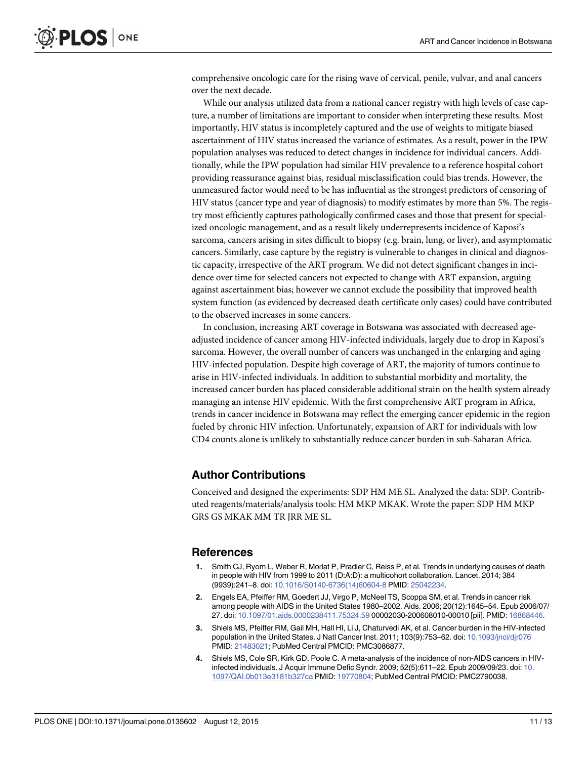comprehensive oncologic care for the rising wave of cervical, penile, vulvar, and anal cancers over the next decade.

While our analysis utilized data from a national cancer registry with high levels of case capture, a number of limitations are important to consider when interpreting these results. Most importantly, HIV status is incompletely captured and the use of weights to mitigate biased ascertainment of HIV status increased the variance of estimates. As a result, power in the IPW population analyses was reduced to detect changes in incidence for individual cancers. Additionally, while the IPW population had similar HIV prevalence to a reference hospital cohort providing reassurance against bias, residual misclassification could bias trends. However, the unmeasured factor would need to be has influential as the strongest predictors of censoring of HIV status (cancer type and year of diagnosis) to modify estimates by more than 5%. The registry most efficiently captures pathologically confirmed cases and those that present for specialized oncologic management, and as a result likely underrepresents incidence of Kaposi's sarcoma, cancers arising in sites difficult to biopsy (e.g. brain, lung, or liver), and asymptomatic cancers. Similarly, case capture by the registry is vulnerable to changes in clinical and diagnostic capacity, irrespective of the ART program. We did not detect significant changes in incidence over time for selected cancers not expected to change with ART expansion, arguing against ascertainment bias; however we cannot exclude the possibility that improved health system function (as evidenced by decreased death certificate only cases) could have contributed to the observed increases in some cancers.

In conclusion, increasing ART coverage in Botswana was associated with decreased age-adjusted incidence of cancer among HIV-infected individuals, largely due to drop in Kaposi's sarcoma. However, the overall number of cancers was unchanged in the enlarging and aging HIV-infected population. Despite high coverage of ART, the majority of tumors continue to arise in HIV-infected individuals. In addition to substantial morbidity and mortality, the increased cancer burden has placed considerable additional strain on the health system already managing an intense HIV epidemic. With the first comprehensive ART program in Africa, trends in cancer incidence in Botswana may reflect the emerging cancer epidemic in the region fueled by chronic HIV infection. Unfortunately, expansion of ART for individuals with low CD4 counts alone is unlikely to substantially reduce cancer burden in sub-Saharan Africa.

## Author Contributions

Conceived and designed the experiments: SDP HM ME SL. Analyzed the data: SDP. Contributed reagents/materials/analysis tools: HM MKP MKAK. Wrote the paper: SDP HM MKP GRS GS MKAK MM TR JRR ME SL.

## References

1. Smith CJ, Ryom L, Weber R, Morlat P, Pradier C, Reiss P, et al. Trends in underlying causes of death in people with HIV from 1999 to 2011 (D:A:D): a multicohort collaboration. Lancet. 2014; 384 (9939):241–8. doi: 10.1016/S0140-6736(14)60604-8 PMID: 25042234.
2. Engels EA, Pfeiffer RM, Goedert JJ, Virgo P, McNeel TS, Scoppa SM, et al. Trends in cancer risk among people with AIDS in the United States 1980–2002. Aids. 2006; 20(12):1645–54. Epub 2006/07/27. doi: 10.1097/01.aids.0000238411.75324.59 00002030-200608010-00010 [pii]. PMID: 16868446.
3. Shiels MS, Pfeiffer RM, Gail MH, Hall HI, Li J, Chaturvedi AK, et al. Cancer burden in the HIV-infected population in the United States. J Natl Cancer Inst. 2011; 103(9):753–62. doi: 10.1093/jnci/djr076 PMID: 21483021; PubMed Central PMCID: PMC3086877.
4. Shiels MS, Cole SR, Kirk GD, Poole C. A meta-analysis of the incidence of non-AIDS cancers in HIV-infected individuals. J Acquir Immune Defic Syndr. 2009; 52(5):611–22. Epub 2009/09/23. doi: 10.1097/QAI.0b013e3181b327ca PMID: 19770804; PubMed Central PMCID: PMC2790038.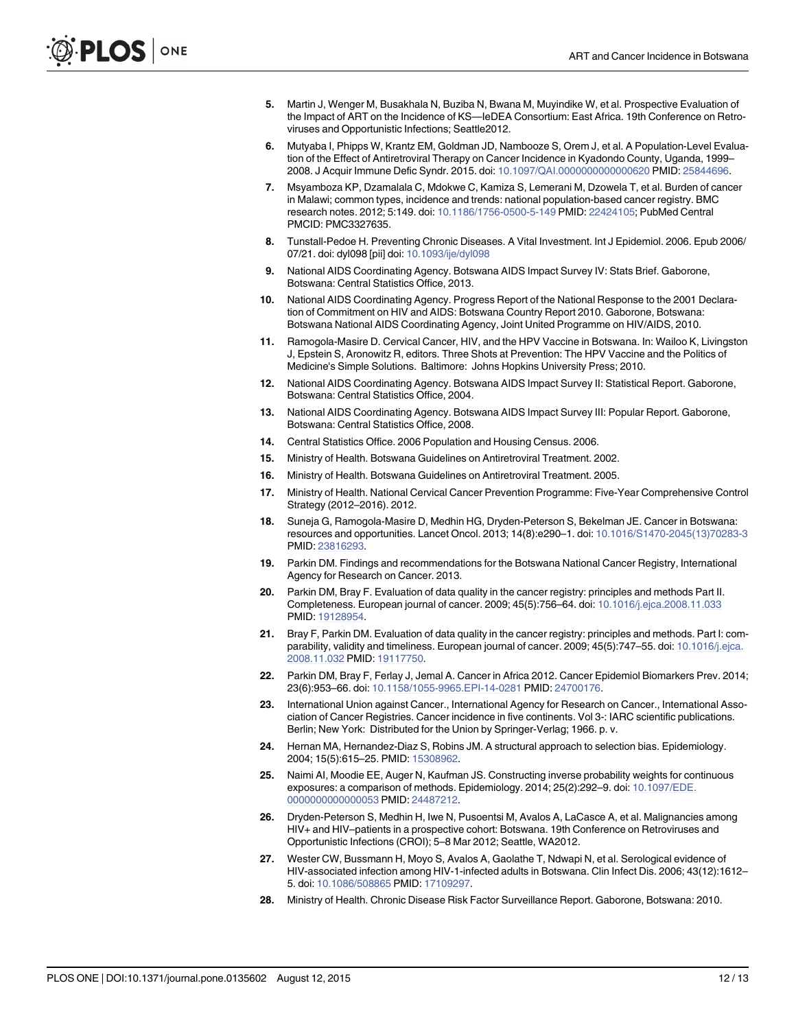5. Martin J, Wenger M, Busakhala N, Buziba N, Bwana M, Muyindike W, et al. Prospective Evaluation of the Impact of ART on the Incidence of KS—IeDEA Consortium: East Africa. 19th Conference on Retroviruses and Opportunistic Infections; Seattle2012.
6. Mutyaba I, Phipps W, Krantz EM, Goldman JD, Nambooze S, Orem J, et al. A Population-Level Evaluation of the Effect of Antiretroviral Therapy on Cancer Incidence in Kyadondo County, Uganda, 1999–2008. J Acquir Immune Defic Syndr. 2015. doi: 10.1097/QAI.0000000000000620 PMID: 25844696.
7. Msyamboza KP, Dzamalala C, Mdokwe C, Kamiza S, Lemerani M, Dzowela T, et al. Burden of cancer in Malawi; common types, incidence and trends: national population-based cancer registry. BMC research notes. 2012; 5:149. doi: 10.1186/1756-0500-5-149 PMID: 22424105; PubMed Central PMCID: PMC3327635.
8. Tunstall-Pedoe H. Preventing Chronic Diseases. A Vital Investment. Int J Epidemiol. 2006. Epub 2006/07/21. doi: dyl098 [pii] doi: 10.1093/ije/dyl098
9. National AIDS Coordinating Agency. Botswana AIDS Impact Survey IV: Stats Brief. Gaborone, Botswana: Central Statistics Office, 2013.
10. National AIDS Coordinating Agency. Progress Report of the National Response to the 2001 Declaration of Commitment on HIV and AIDS: Botswana Country Report 2010. Gaborone, Botswana: Botswana National AIDS Coordinating Agency, Joint United Programme on HIV/AIDS, 2010.
11. Ramogola-Masire D. Cervical Cancer, HIV, and the HPV Vaccine in Botswana. In: Wailoo K, Livingston J, Epstein S, Aronowitz R, editors. Three Shots at Prevention: The HPV Vaccine and the Politics of Medicine's Simple Solutions. Baltimore: Johns Hopkins University Press; 2010.
12. National AIDS Coordinating Agency. Botswana AIDS Impact Survey II: Statistical Report. Gaborone, Botswana: Central Statistics Office, 2004.
13. National AIDS Coordinating Agency. Botswana AIDS Impact Survey III: Popular Report. Gaborone, Botswana: Central Statistics Office, 2008.
14. Central Statistics Office. 2006 Population and Housing Census. 2006.
15. Ministry of Health. Botswana Guidelines on Antiretroviral Treatment. 2002.
16. Ministry of Health. Botswana Guidelines on Antiretroviral Treatment. 2005.
17. Ministry of Health. National Cervical Cancer Prevention Programme: Five-Year Comprehensive Control Strategy (2012–2016). 2012.
18. Suneja G, Ramogola-Masire D, Medhin HG, Dryden-Peterson S, Bekelman JE. Cancer in Botswana: resources and opportunities. Lancet Oncol. 2013; 14(8):e290–1. doi: 10.1016/S1470-2045(13)70283-3 PMID: 23816293.
19. Parkin DM. Findings and recommendations for the Botswana National Cancer Registry, International Agency for Research on Cancer. 2013.
20. Parkin DM, Bray F. Evaluation of data quality in the cancer registry: principles and methods Part II. Completeness. European journal of cancer. 2009; 45(5):756–64. doi: 10.1016/j.ejca.2008.11.033 PMID: 19128954.
21. Bray F, Parkin DM. Evaluation of data quality in the cancer registry: principles and methods. Part I: comparability, validity and timeliness. European journal of cancer. 2009; 45(5):747–55. doi: 10.1016/j.ejca.2008.11.032 PMID: 19117750.
22. Parkin DM, Bray F, Ferlay J, Jemal A. Cancer in Africa 2012. Cancer Epidemiol Biomarkers Prev. 2014; 23(6):953–66. doi: 10.1158/1055-9965.EPI-14-0281 PMID: 24700176.
23. International Union against Cancer., International Agency for Research on Cancer., International Association of Cancer Registries. Cancer incidence in five continents. Vol 3-: IARC scientific publications. Berlin; New York: Distributed for the Union by Springer-Verlag; 1966. p. v.
24. Hernan MA, Hernandez-Diaz S, Robins JM. A structural approach to selection bias. Epidemiology. 2004; 15(5):615–25. PMID: 15308962.
25. Naimi AI, Moodie EE, Auger N, Kaufman JS. Constructing inverse probability weights for continuous exposures: a comparison of methods. Epidemiology. 2014; 25(2):292–9. doi: 10.1097/EDE.0000000000000053 PMID: 24487212.
26. Dryden-Peterson S, Medhin H, Iwe N, Pusoentsi M, Avalos A, LaCasce A, et al. Malignancies among HIV+ and HIV–patients in a prospective cohort: Botswana. 19th Conference on Retroviruses and Opportunistic Infections (CROI); 5–8 Mar 2012; Seattle, WA2012.
27. Wester CW, Bussmann H, Moyo S, Avalos A, Gaolathe T, Ndwapi N, et al. Serological evidence of HIV-associated infection among HIV-1-infected adults in Botswana. Clin Infect Dis. 2006; 43(12):1612–5. doi: 10.1086/508865 PMID: 17109297.
28. Ministry of Health. Chronic Disease Risk Factor Surveillance Report. Gaborone, Botswana: 2010.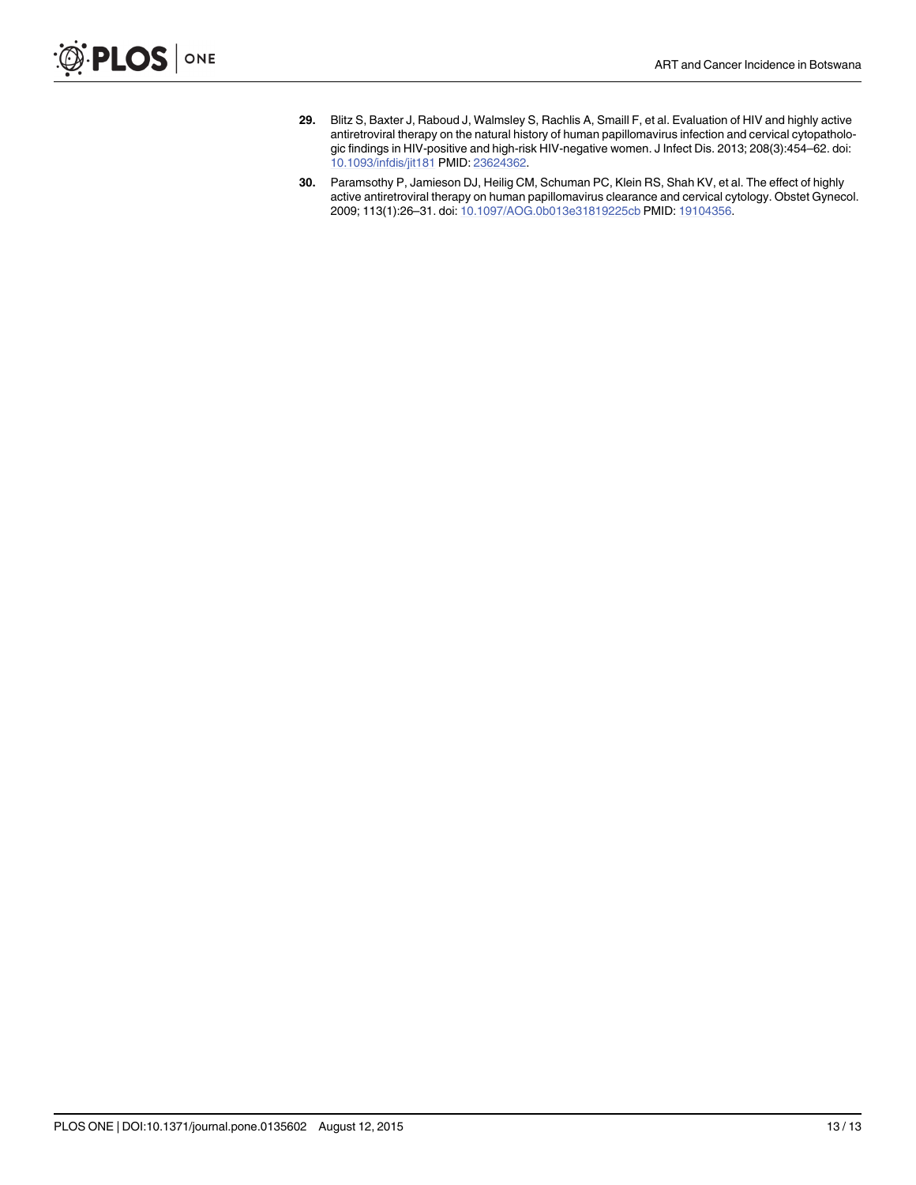29. Blitz S, Baxter J, Raboud J, Walmsley S, Rachlis A, Smaill F, et al. Evaluation of HIV and highly active antiretroviral therapy on the natural history of human papillomavirus infection and cervical cytopathologic findings in HIV-positive and high-risk HIV-negative women. J Infect Dis. 2013; 208(3):454–62. doi: 10.1093/infdis/jit181 PMID: 23624362.
30. Paramsothy P, Jamieson DJ, Heilig CM, Schuman PC, Klein RS, Shah KV, et al. The effect of highly active antiretroviral therapy on human papillomavirus clearance and cervical cytology. Obstet Gynecol. 2009; 113(1):26–31. doi: 10.1097/AOG.0b013e31819225cb PMID: 19104356.